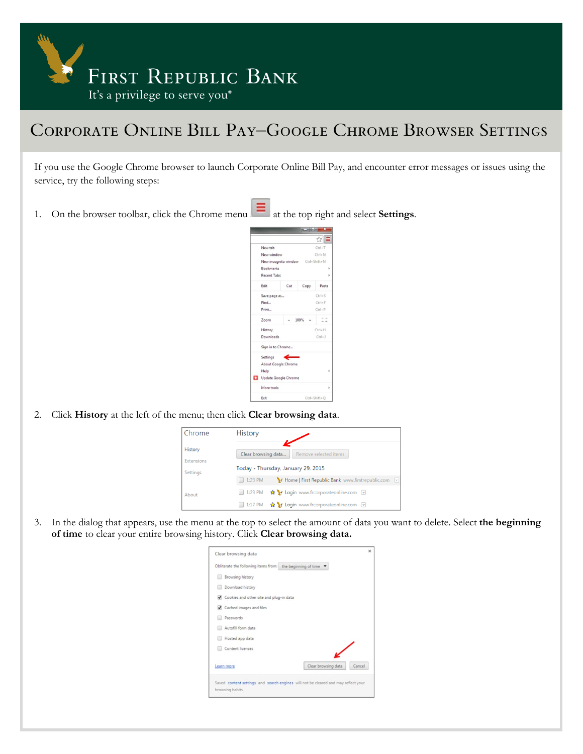# First Republic Bank

It's a privilege to serve you®

## Corporate Online Bill Pay–Google Chrome Browser Settings

If you use the Google Chrome browser to launch Corporate Online Bill Pay, and encounter error messages or issues using the service, try the following steps:

1. On the browser toolbar, click the Chrome menu at the top right and select **Settings**.

2. Click **History** at the left of the menu; then click **Clear browsing data**.

3. In the dialog that appears, use the menu at the top to select the amount of data you want to delete. Select **the beginning of time** to clear your entire browsing history. Click **Clear browsing data.**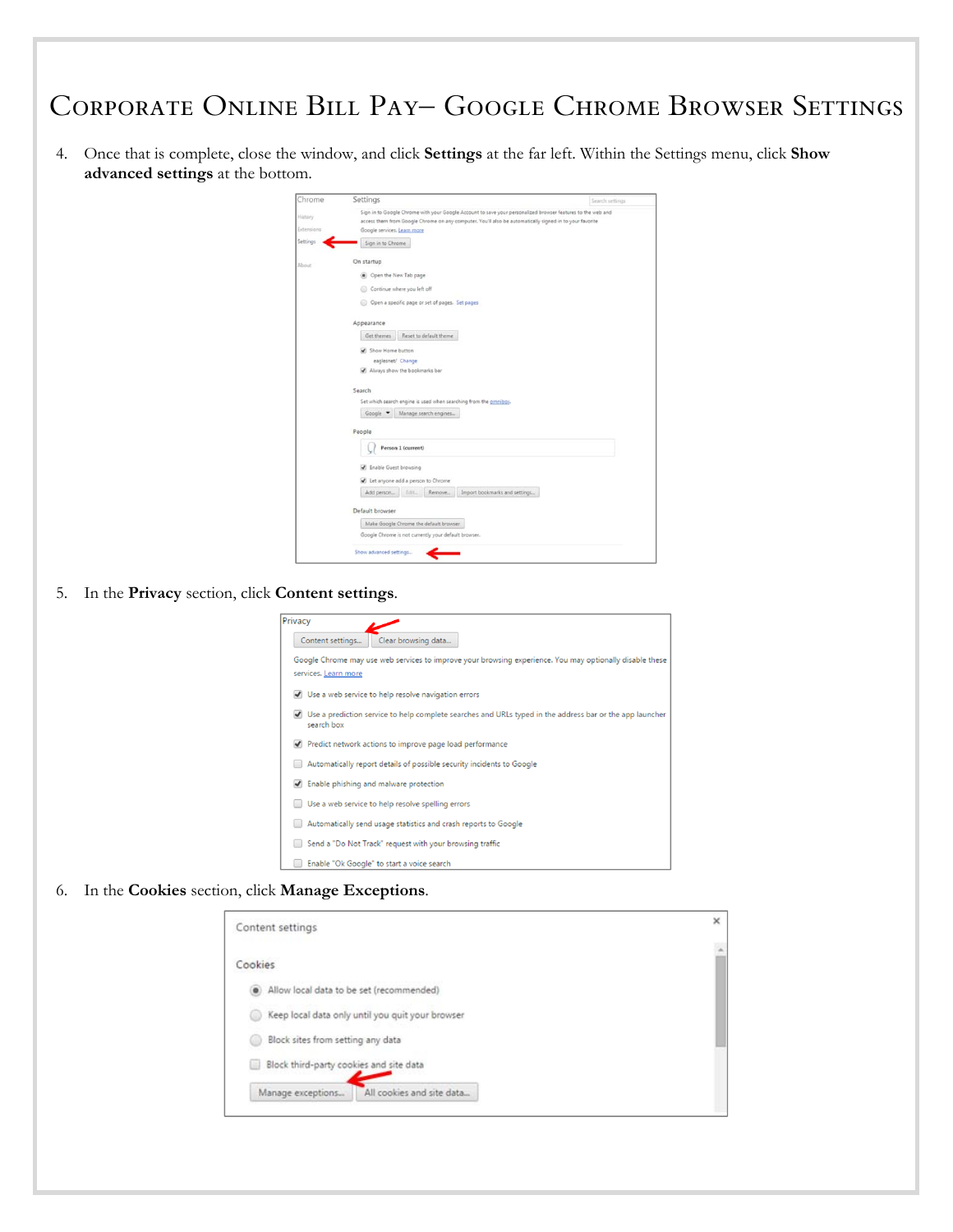# Corporate Online Bill Pay– Google Chrome Browser Settings

4. Once that is complete, close the window, and click **Settings** at the far left. Within the Settings menu, click **Show advanced settings** at the bottom.

5. In the **Privacy** section, click **Content settings**.

6. In the **Cookies** section, click **Manage Exceptions**.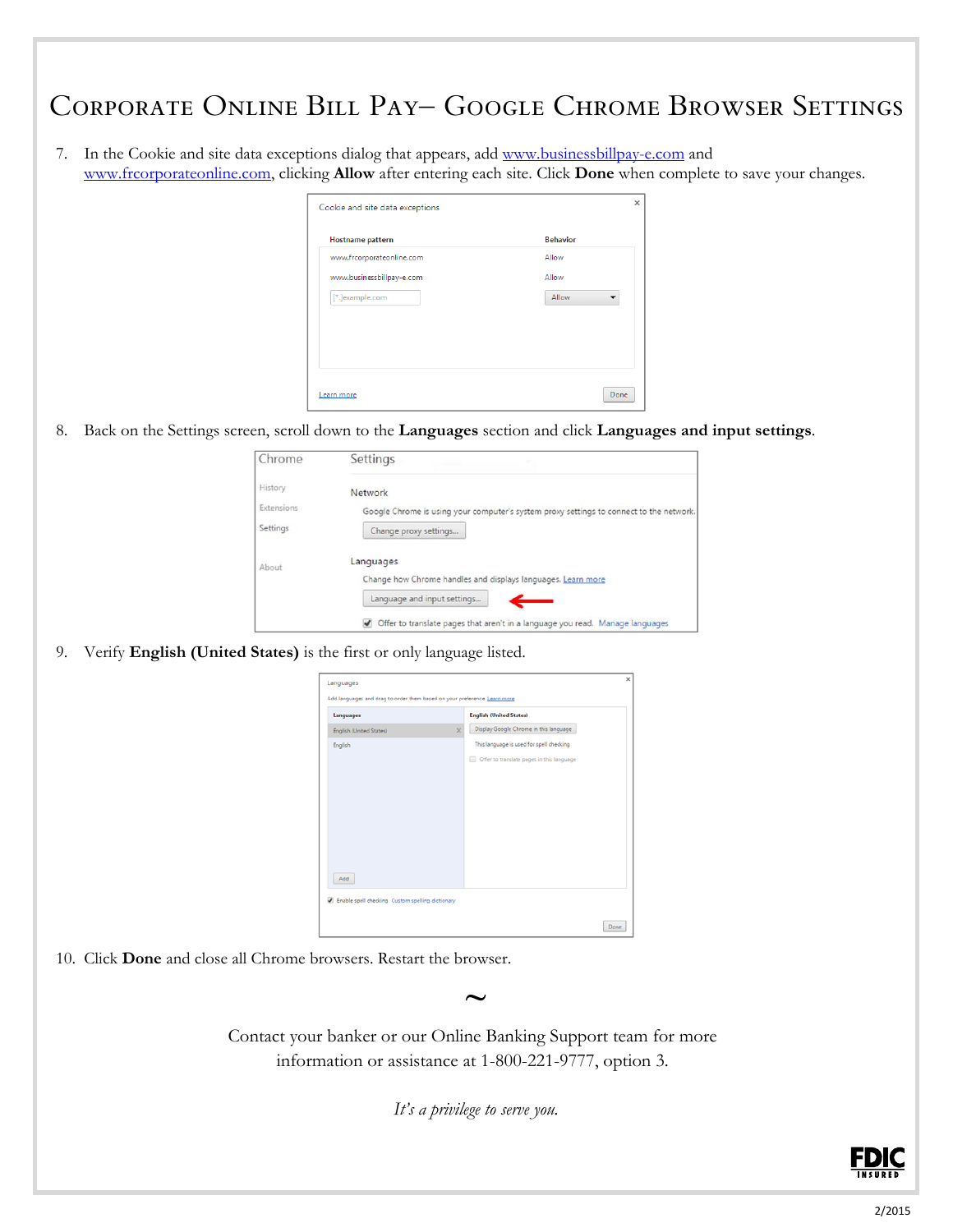# Corporate Online Bill Pay– Google Chrome Browser Settings

7. In the Cookie and site data exceptions dialog that appears, add www.businessbillpay-e.com and www.frcorporateonline.com, clicking **Allow** after entering each site. Click **Done** when complete to save your changes.

8. Back on the Settings screen, scroll down to the **Languages** section and click **Languages and input settings**.

9. Verify **English (United States)** is the first or only language listed.

10. Click **Done** and close all Chrome browsers. Restart the browser.

~

Contact your banker or our Online Banking Support team for more information or assistance at 1-800-221-9777, option 3.

*It's a privilege to serve you.*

FDIC INSURED

2/2015